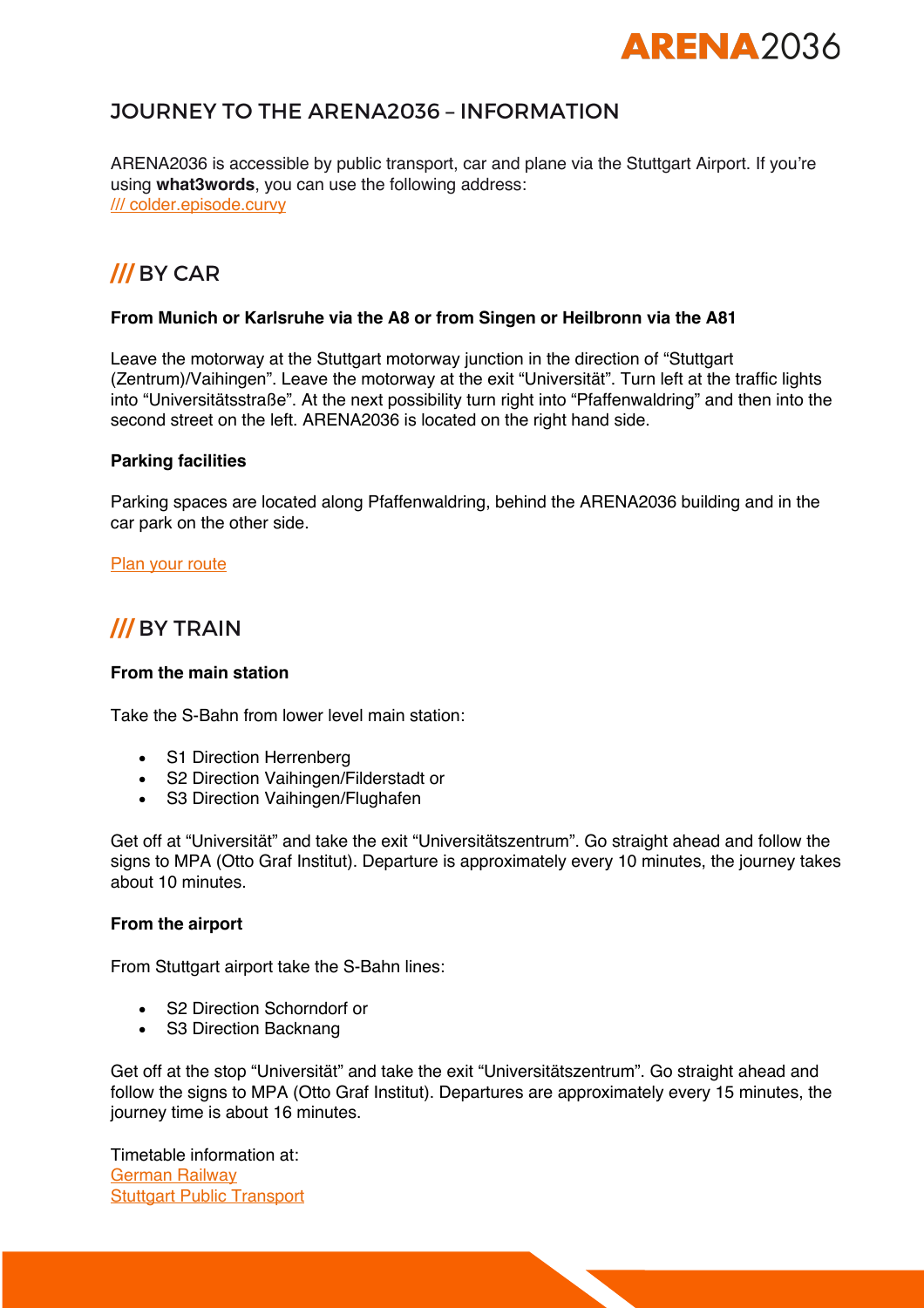# JOURNEY TO THE ARENA2036 – INFORMATION

ARENA2036 is accessible by public transport, car and plane via the Stuttgart Airport. If you're using **what3words**, you can use the following address:
/// colder.episode.curvy

## /// BY CAR

**From Munich or Karlsruhe via the A8 or from Singen or Heilbronn via the A81**

Leave the motorway at the Stuttgart motorway junction in the direction of "Stuttgart (Zentrum)/Vaihingen". Leave the motorway at the exit "Universität". Turn left at the traffic lights into "Universitätsstraße". At the next possibility turn right into "Pfaffenwaldring" and then into the second street on the left. ARENA2036 is located on the right hand side.

**Parking facilities**

Parking spaces are located along Pfaffenwaldring, behind the ARENA2036 building and in the car park on the other side.

Plan your route

## /// BY TRAIN

**From the main station**

Take the S-Bahn from lower level main station:

- S1 Direction Herrenberg
- S2 Direction Vaihingen/Filderstadt or
- S3 Direction Vaihingen/Flughafen

Get off at "Universität" and take the exit "Universitätszentrum". Go straight ahead and follow the signs to MPA (Otto Graf Institut). Departure is approximately every 10 minutes, the journey takes about 10 minutes.

**From the airport**

From Stuttgart airport take the S-Bahn lines:

- S2 Direction Schorndorf or
- S3 Direction Backnang

Get off at the stop "Universität" and take the exit "Universitätszentrum". Go straight ahead and follow the signs to MPA (Otto Graf Institut). Departures are approximately every 15 minutes, the journey time is about 16 minutes.

Timetable information at:
German Railway
Stuttgart Public Transport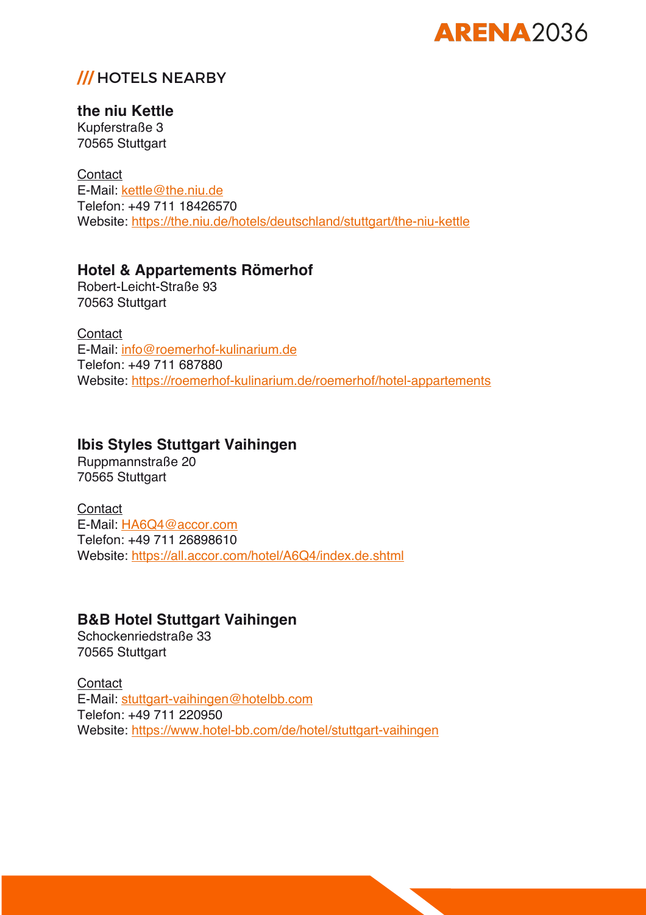## /// HOTELS NEARBY

### the niu Kettle

Kupferstraße 3
70565 Stuttgart

Contact
E-Mail: kettle@the.niu.de
Telefon: +49 711 18426570
Website: https://the.niu.de/hotels/deutschland/stuttgart/the-niu-kettle

### Hotel & Appartements Römerhof

Robert-Leicht-Straße 93
70563 Stuttgart

Contact
E-Mail: info@roemerhof-kulinarium.de
Telefon: +49 711 687880
Website: https://roemerhof-kulinarium.de/roemerhof/hotel-appartements

### Ibis Styles Stuttgart Vaihingen

Ruppmannstraße 20
70565 Stuttgart

Contact
E-Mail: HA6Q4@accor.com
Telefon: +49 711 26898610
Website: https://all.accor.com/hotel/A6Q4/index.de.shtml

### B&B Hotel Stuttgart Vaihingen

Schockenriedstraße 33
70565 Stuttgart

Contact
E-Mail: stuttgart-vaihingen@hotelbb.com
Telefon: +49 711 220950
Website: https://www.hotel-bb.com/de/hotel/stuttgart-vaihingen